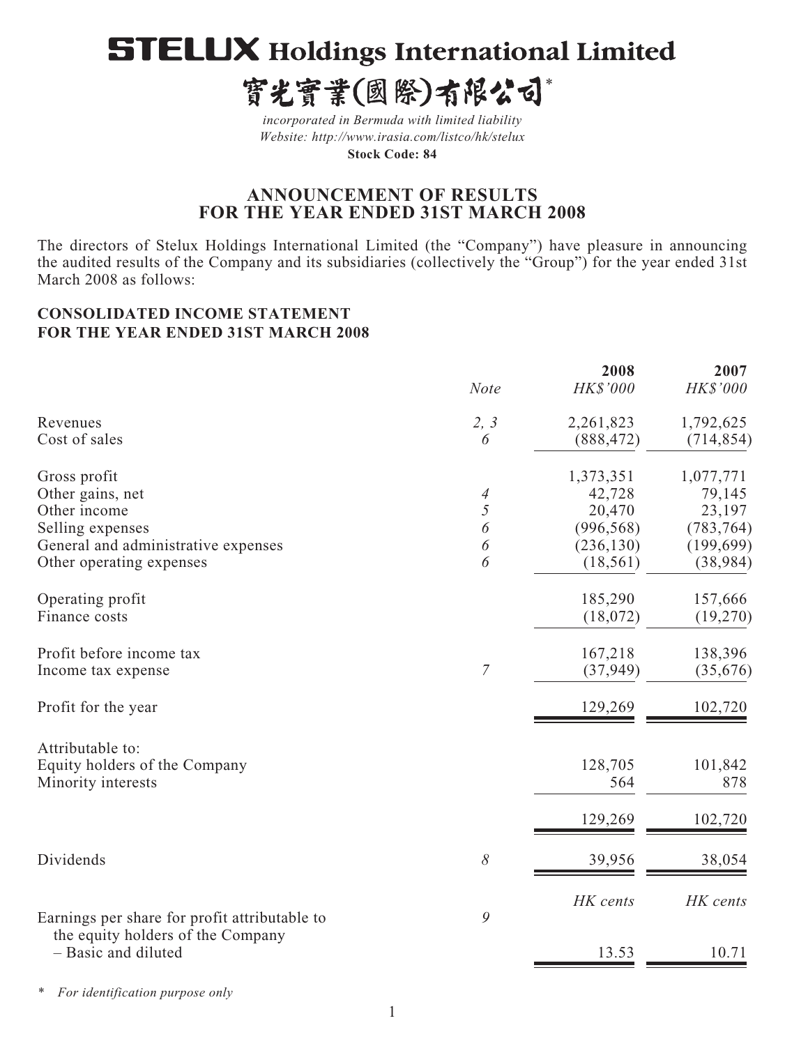# STELUX Holdings International Limited

# 寶光實業(國際)有限公司*

*incorporated in Bermuda with limited liability*
*Website: http://www.irasia.com/listco/hk/stelux*
**Stock Code: 84**

## ANNOUNCEMENT OF RESULTS FOR THE YEAR ENDED 31ST MARCH 2008

The directors of Stelux Holdings International Limited (the "Company") have pleasure in announcing the audited results of the Company and its subsidiaries (collectively the "Group") for the year ended 31st March 2008 as follows:

### CONSOLIDATED INCOME STATEMENT FOR THE YEAR ENDED 31ST MARCH 2008

| | Note | 2008 HK$'000 | 2007 HK$'000 |
|---|---|---|---|
| Revenues | 2, 3 | 2,261,823 | 1,792,625 |
| Cost of sales | 6 | (888,472) | (714,854) |
| Gross profit | | 1,373,351 | 1,077,771 |
| Other gains, net | 4 | 42,728 | 79,145 |
| Other income | 5 | 20,470 | 23,197 |
| Selling expenses | 6 | (996,568) | (783,764) |
| General and administrative expenses | 6 | (236,130) | (199,699) |
| Other operating expenses | 6 | (18,561) | (38,984) |
| Operating profit | | 185,290 | 157,666 |
| Finance costs | | (18,072) | (19,270) |
| Profit before income tax | | 167,218 | 138,396 |
| Income tax expense | 7 | (37,949) | (35,676) |
| Profit for the year | | 129,269 | 102,720 |
| Attributable to: | | | |
| Equity holders of the Company | | 128,705 | 101,842 |
| Minority interests | | 564 | 878 |
| | | 129,269 | 102,720 |
| Dividends | 8 | 39,956 | 38,054 |
| | | HK cents | HK cents |
| Earnings per share for profit attributable to the equity holders of the Company | 9 | | |
| – Basic and diluted | | 13.53 | 10.71 |

\* *For identification purpose only*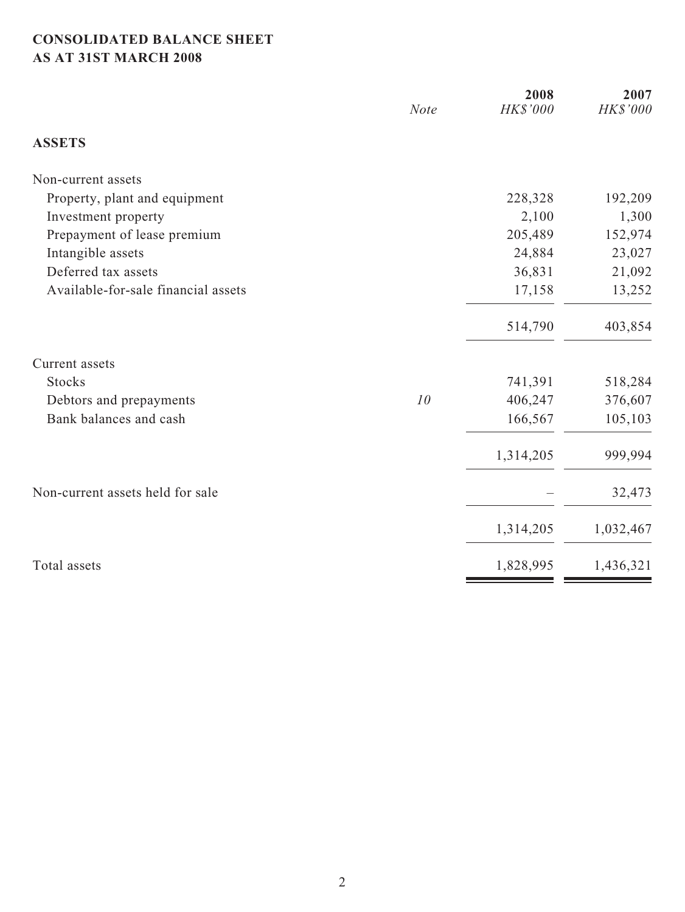**CONSOLIDATED BALANCE SHEET**
**AS AT 31ST MARCH 2008**

| | *Note* | **2008** *HK$'000* | **2007** *HK$'000* |
|---|---|---|---|
| **ASSETS** | | | |
| Non-current assets | | | |
| Property, plant and equipment | | 228,328 | 192,209 |
| Investment property | | 2,100 | 1,300 |
| Prepayment of lease premium | | 205,489 | 152,974 |
| Intangible assets | | 24,884 | 23,027 |
| Deferred tax assets | | 36,831 | 21,092 |
| Available-for-sale financial assets | | 17,158 | 13,252 |
| | | 514,790 | 403,854 |
| Current assets | | | |
| Stocks | | 741,391 | 518,284 |
| Debtors and prepayments | *10* | 406,247 | 376,607 |
| Bank balances and cash | | 166,567 | 105,103 |
| | | 1,314,205 | 999,994 |
| Non-current assets held for sale | | – | 32,473 |
| | | 1,314,205 | 1,032,467 |
| Total assets | | 1,828,995 | 1,436,321 |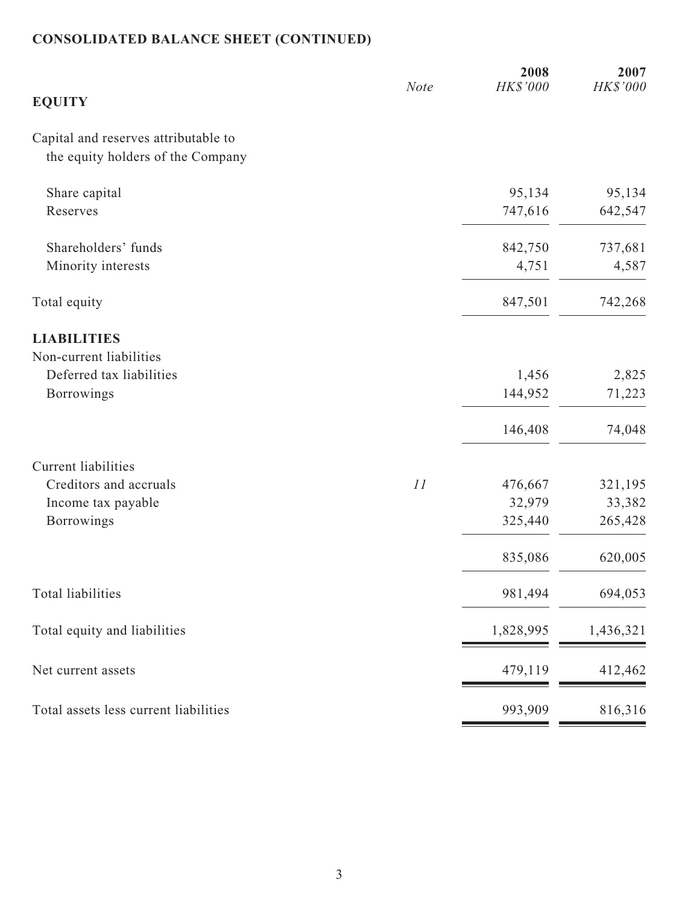**CONSOLIDATED BALANCE SHEET (CONTINUED)**

| | Note | 2008 HK$'000 | 2007 HK$'000 |
|---|---|---|---|
| **EQUITY** | | | |
| Capital and reserves attributable to the equity holders of the Company | | | |
| Share capital | | 95,134 | 95,134 |
| Reserves | | 747,616 | 642,547 |
| Shareholders' funds | | 842,750 | 737,681 |
| Minority interests | | 4,751 | 4,587 |
| Total equity | | 847,501 | 742,268 |
| **LIABILITIES** | | | |
| Non-current liabilities | | | |
| Deferred tax liabilities | | 1,456 | 2,825 |
| Borrowings | | 144,952 | 71,223 |
| | | 146,408 | 74,048 |
| Current liabilities | | | |
| Creditors and accruals | 11 | 476,667 | 321,195 |
| Income tax payable | | 32,979 | 33,382 |
| Borrowings | | 325,440 | 265,428 |
| | | 835,086 | 620,005 |
| Total liabilities | | 981,494 | 694,053 |
| Total equity and liabilities | | 1,828,995 | 1,436,321 |
| Net current assets | | 479,119 | 412,462 |
| Total assets less current liabilities | | 993,909 | 816,316 |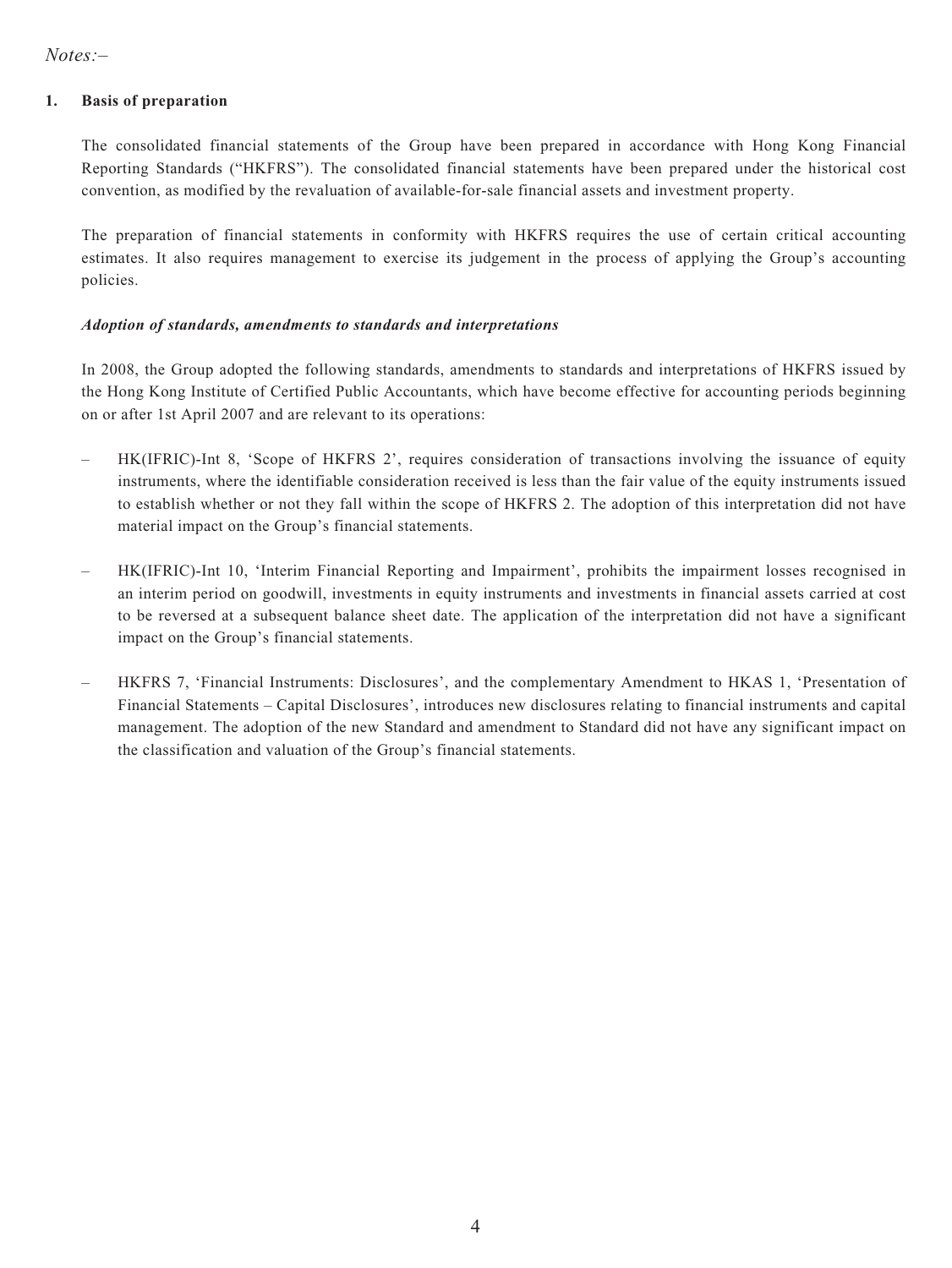*Notes:–*

## 1. Basis of preparation

The consolidated financial statements of the Group have been prepared in accordance with Hong Kong Financial Reporting Standards ("HKFRS"). The consolidated financial statements have been prepared under the historical cost convention, as modified by the revaluation of available-for-sale financial assets and investment property.

The preparation of financial statements in conformity with HKFRS requires the use of certain critical accounting estimates. It also requires management to exercise its judgement in the process of applying the Group's accounting policies.

***Adoption of standards, amendments to standards and interpretations***

In 2008, the Group adopted the following standards, amendments to standards and interpretations of HKFRS issued by the Hong Kong Institute of Certified Public Accountants, which have become effective for accounting periods beginning on or after 1st April 2007 and are relevant to its operations:

– HK(IFRIC)-Int 8, 'Scope of HKFRS 2', requires consideration of transactions involving the issuance of equity instruments, where the identifiable consideration received is less than the fair value of the equity instruments issued to establish whether or not they fall within the scope of HKFRS 2. The adoption of this interpretation did not have material impact on the Group's financial statements.

– HK(IFRIC)-Int 10, 'Interim Financial Reporting and Impairment', prohibits the impairment losses recognised in an interim period on goodwill, investments in equity instruments and investments in financial assets carried at cost to be reversed at a subsequent balance sheet date. The application of the interpretation did not have a significant impact on the Group's financial statements.

– HKFRS 7, 'Financial Instruments: Disclosures', and the complementary Amendment to HKAS 1, 'Presentation of Financial Statements – Capital Disclosures', introduces new disclosures relating to financial instruments and capital management. The adoption of the new Standard and amendment to Standard did not have any significant impact on the classification and valuation of the Group's financial statements.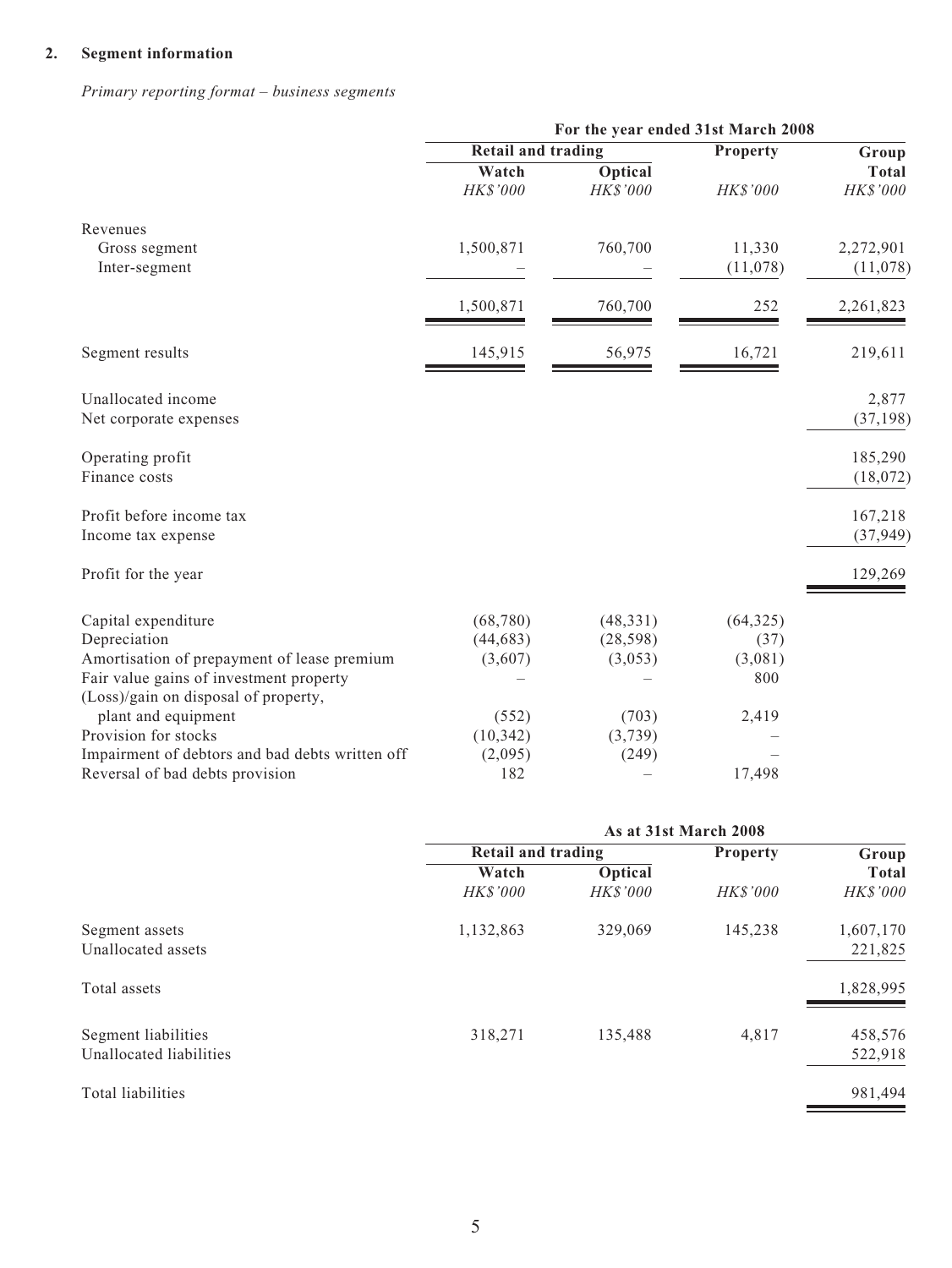## 2. Segment information

*Primary reporting format – business segments*

| | For the year ended 31st March 2008 | | | |
|---|---|---|---|---|
| | Retail and trading | | Property | Group |
| | Watch | Optical | | Total |
| | *HK$'000* | *HK$'000* | *HK$'000* | *HK$'000* |
| Revenues | | | | |
| Gross segment | 1,500,871 | 760,700 | 11,330 | 2,272,901 |
| Inter-segment | – | – | (11,078) | (11,078) |
| | 1,500,871 | 760,700 | 252 | 2,261,823 |
| Segment results | 145,915 | 56,975 | 16,721 | 219,611 |
| Unallocated income | | | | 2,877 |
| Net corporate expenses | | | | (37,198) |
| Operating profit | | | | 185,290 |
| Finance costs | | | | (18,072) |
| Profit before income tax | | | | 167,218 |
| Income tax expense | | | | (37,949) |
| Profit for the year | | | | 129,269 |
| Capital expenditure | (68,780) | (48,331) | (64,325) | |
| Depreciation | (44,683) | (28,598) | (37) | |
| Amortisation of prepayment of lease premium | (3,607) | (3,053) | (3,081) | |
| Fair value gains of investment property | – | – | 800 | |
| (Loss)/gain on disposal of property, plant and equipment | (552) | (703) | 2,419 | |
| Provision for stocks | (10,342) | (3,739) | – | |
| Impairment of debtors and bad debts written off | (2,095) | (249) | – | |
| Reversal of bad debts provision | 182 | – | 17,498 | |

| | As at 31st March 2008 | | | |
|---|---|---|---|---|
| | Retail and trading | | Property | Group |
| | Watch | Optical | | Total |
| | *HK$'000* | *HK$'000* | *HK$'000* | *HK$'000* |
| Segment assets | 1,132,863 | 329,069 | 145,238 | 1,607,170 |
| Unallocated assets | | | | 221,825 |
| Total assets | | | | 1,828,995 |
| Segment liabilities | 318,271 | 135,488 | 4,817 | 458,576 |
| Unallocated liabilities | | | | 522,918 |
| Total liabilities | | | | 981,494 |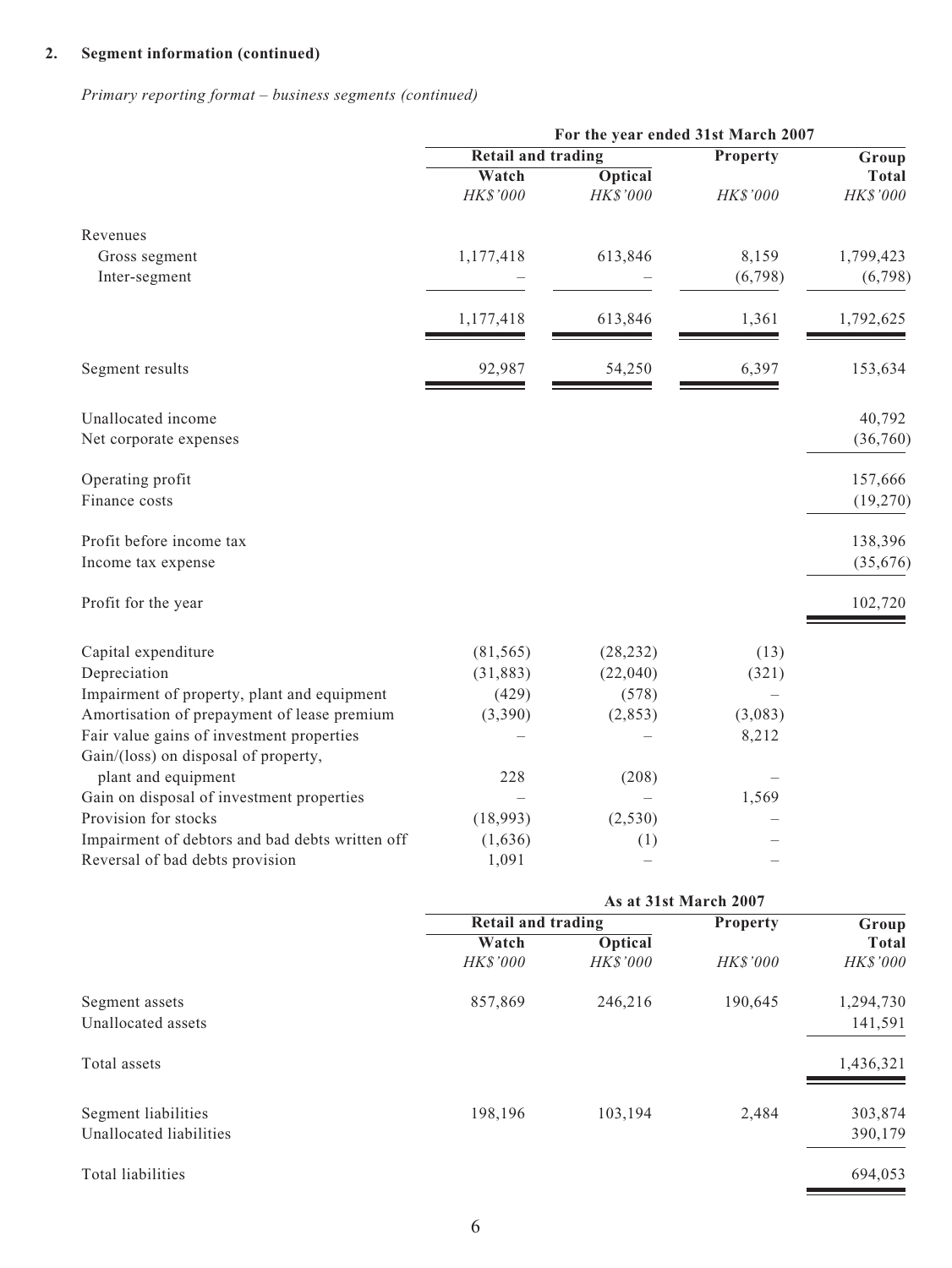## 2. Segment information (continued)

*Primary reporting format – business segments (continued)*

| | For the year ended 31st March 2007 | | | |
|---|---|---|---|---|
| | Retail and trading | | Property | Group |
| | Watch | Optical | | Total |
| | *HK$'000* | *HK$'000* | *HK$'000* | *HK$'000* |
| Revenues | | | | |
| Gross segment | 1,177,418 | 613,846 | 8,159 | 1,799,423 |
| Inter-segment | – | – | (6,798) | (6,798) |
| | 1,177,418 | 613,846 | 1,361 | 1,792,625 |
| Segment results | 92,987 | 54,250 | 6,397 | 153,634 |
| Unallocated income | | | | 40,792 |
| Net corporate expenses | | | | (36,760) |
| Operating profit | | | | 157,666 |
| Finance costs | | | | (19,270) |
| Profit before income tax | | | | 138,396 |
| Income tax expense | | | | (35,676) |
| Profit for the year | | | | 102,720 |
| Capital expenditure | (81,565) | (28,232) | (13) | |
| Depreciation | (31,883) | (22,040) | (321) | |
| Impairment of property, plant and equipment | (429) | (578) | – | |
| Amortisation of prepayment of lease premium | (3,390) | (2,853) | (3,083) | |
| Fair value gains of investment properties | – | – | 8,212 | |
| Gain/(loss) on disposal of property, plant and equipment | 228 | (208) | – | |
| Gain on disposal of investment properties | – | – | 1,569 | |
| Provision for stocks | (18,993) | (2,530) | – | |
| Impairment of debtors and bad debts written off | (1,636) | (1) | – | |
| Reversal of bad debts provision | 1,091 | – | – | |

| | As at 31st March 2007 | | | |
|---|---|---|---|---|
| | Retail and trading | | Property | Group |
| | Watch | Optical | | Total |
| | *HK$'000* | *HK$'000* | *HK$'000* | *HK$'000* |
| Segment assets | 857,869 | 246,216 | 190,645 | 1,294,730 |
| Unallocated assets | | | | 141,591 |
| Total assets | | | | 1,436,321 |
| Segment liabilities | 198,196 | 103,194 | 2,484 | 303,874 |
| Unallocated liabilities | | | | 390,179 |
| Total liabilities | | | | 694,053 |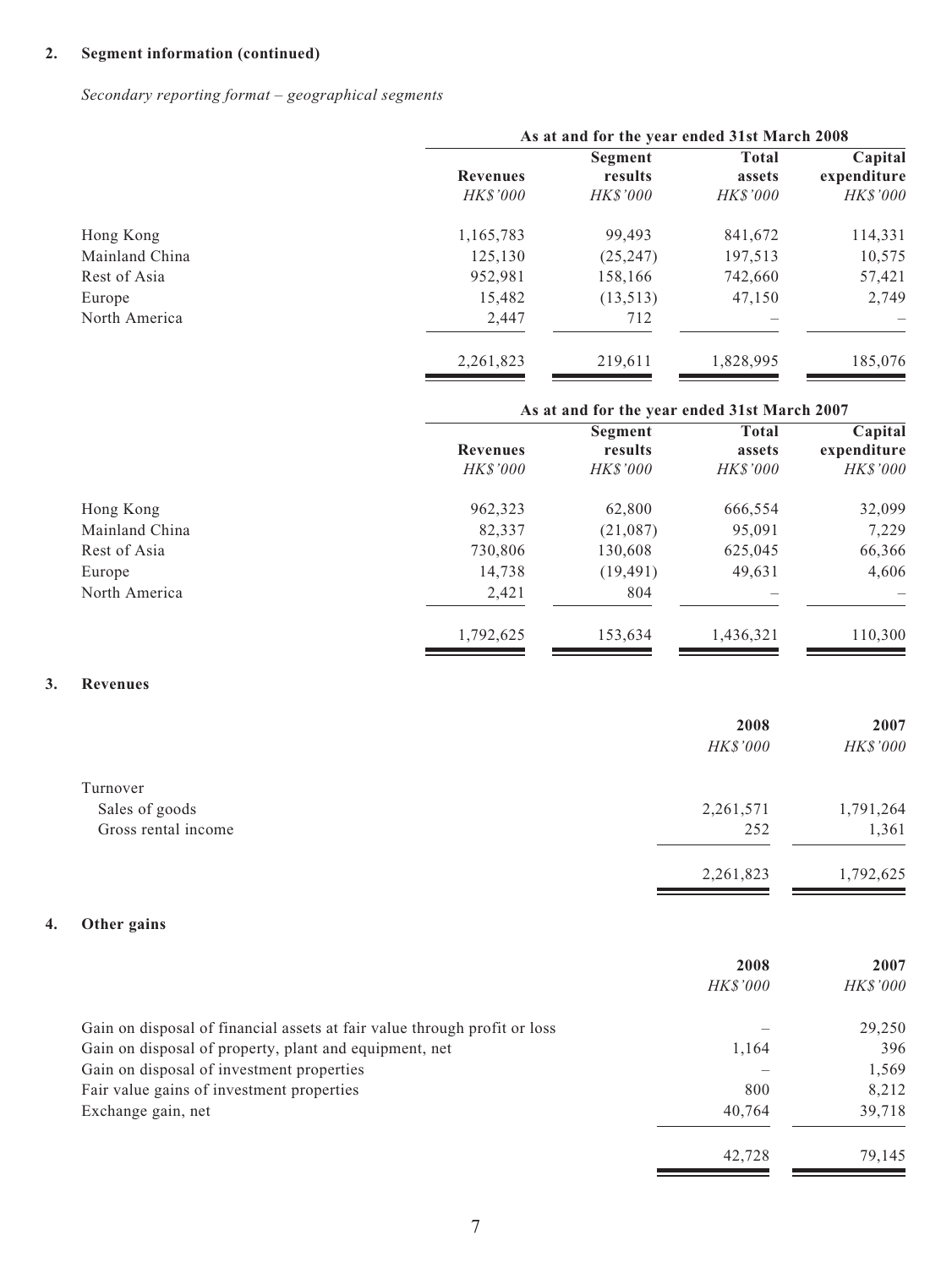## 2. Segment information (continued)

*Secondary reporting format – geographical segments*

| | As at and for the year ended 31st March 2008 | | | |
|---|---|---|---|---|
| | Revenues | Segment results | Total assets | Capital expenditure |
| | *HK$'000* | *HK$'000* | *HK$'000* | *HK$'000* |
| Hong Kong | 1,165,783 | 99,493 | 841,672 | 114,331 |
| Mainland China | 125,130 | (25,247) | 197,513 | 10,575 |
| Rest of Asia | 952,981 | 158,166 | 742,660 | 57,421 |
| Europe | 15,482 | (13,513) | 47,150 | 2,749 |
| North America | 2,447 | 712 | – | – |
| | 2,261,823 | 219,611 | 1,828,995 | 185,076 |

| | As at and for the year ended 31st March 2007 | | | |
|---|---|---|---|---|
| | Revenues | Segment results | Total assets | Capital expenditure |
| | *HK$'000* | *HK$'000* | *HK$'000* | *HK$'000* |
| Hong Kong | 962,323 | 62,800 | 666,554 | 32,099 |
| Mainland China | 82,337 | (21,087) | 95,091 | 7,229 |
| Rest of Asia | 730,806 | 130,608 | 625,045 | 66,366 |
| Europe | 14,738 | (19,491) | 49,631 | 4,606 |
| North America | 2,421 | 804 | – | – |
| | 1,792,625 | 153,634 | 1,436,321 | 110,300 |

## 3. Revenues

| | 2008 | 2007 |
|---|---|---|
| | *HK$'000* | *HK$'000* |
| Turnover | | |
| Sales of goods | 2,261,571 | 1,791,264 |
| Gross rental income | 252 | 1,361 |
| | 2,261,823 | 1,792,625 |

## 4. Other gains

| | 2008 | 2007 |
|---|---|---|
| | *HK$'000* | *HK$'000* |
| Gain on disposal of financial assets at fair value through profit or loss | – | 29,250 |
| Gain on disposal of property, plant and equipment, net | 1,164 | 396 |
| Gain on disposal of investment properties | – | 1,569 |
| Fair value gains of investment properties | 800 | 8,212 |
| Exchange gain, net | 40,764 | 39,718 |
| | 42,728 | 79,145 |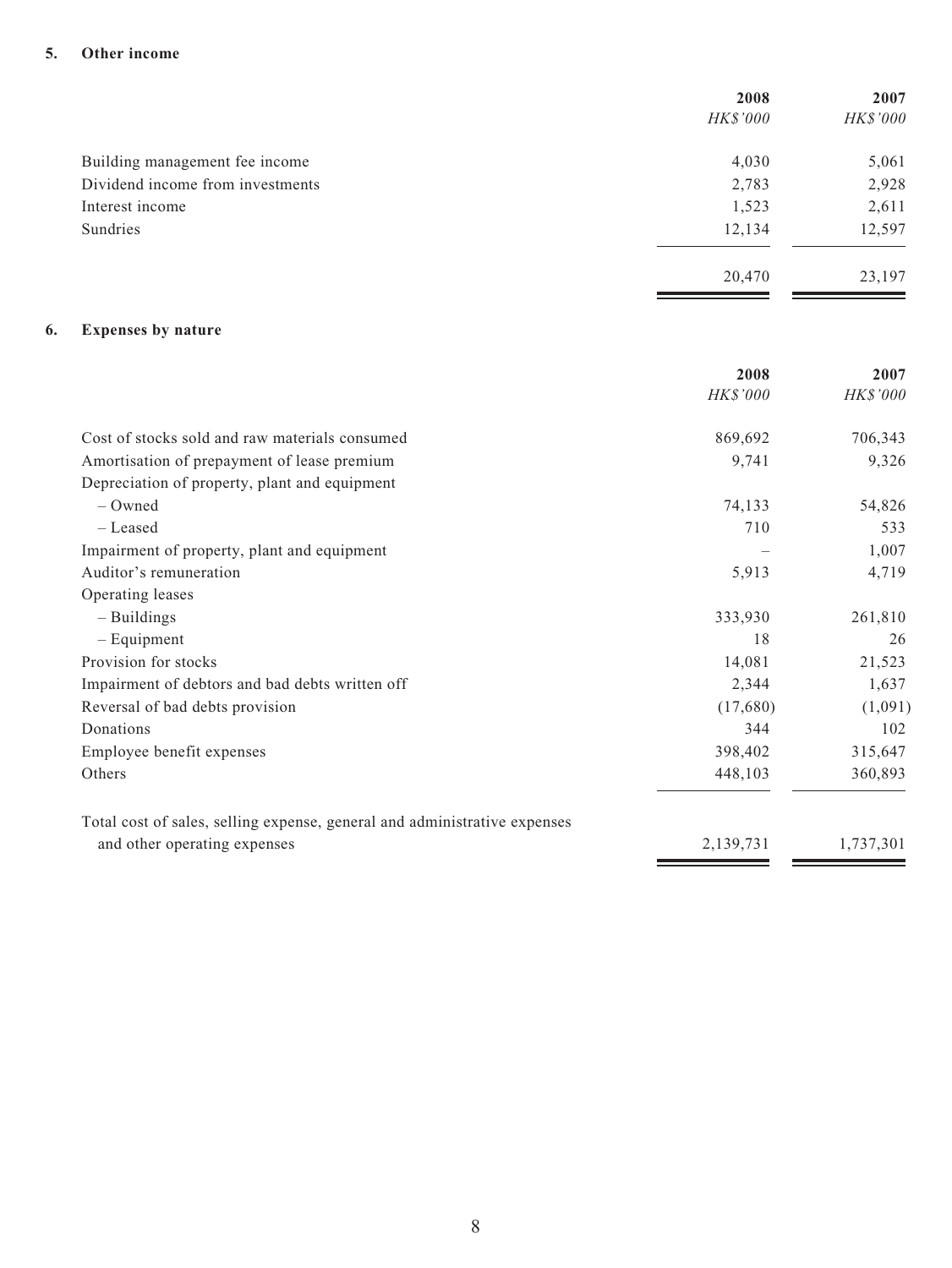## 5. Other income

| | 2008 | 2007 |
|---|---|---|
| | *HK$'000* | *HK$'000* |
| Building management fee income | 4,030 | 5,061 |
| Dividend income from investments | 2,783 | 2,928 |
| Interest income | 1,523 | 2,611 |
| Sundries | 12,134 | 12,597 |
| | 20,470 | 23,197 |

## 6. Expenses by nature

| | 2008 | 2007 |
|---|---|---|
| | *HK$'000* | *HK$'000* |
| Cost of stocks sold and raw materials consumed | 869,692 | 706,343 |
| Amortisation of prepayment of lease premium | 9,741 | 9,326 |
| Depreciation of property, plant and equipment | | |
| – Owned | 74,133 | 54,826 |
| – Leased | 710 | 533 |
| Impairment of property, plant and equipment | – | 1,007 |
| Auditor's remuneration | 5,913 | 4,719 |
| Operating leases | | |
| – Buildings | 333,930 | 261,810 |
| – Equipment | 18 | 26 |
| Provision for stocks | 14,081 | 21,523 |
| Impairment of debtors and bad debts written off | 2,344 | 1,637 |
| Reversal of bad debts provision | (17,680) | (1,091) |
| Donations | 344 | 102 |
| Employee benefit expenses | 398,402 | 315,647 |
| Others | 448,103 | 360,893 |
| Total cost of sales, selling expense, general and administrative expenses and other operating expenses | 2,139,731 | 1,737,301 |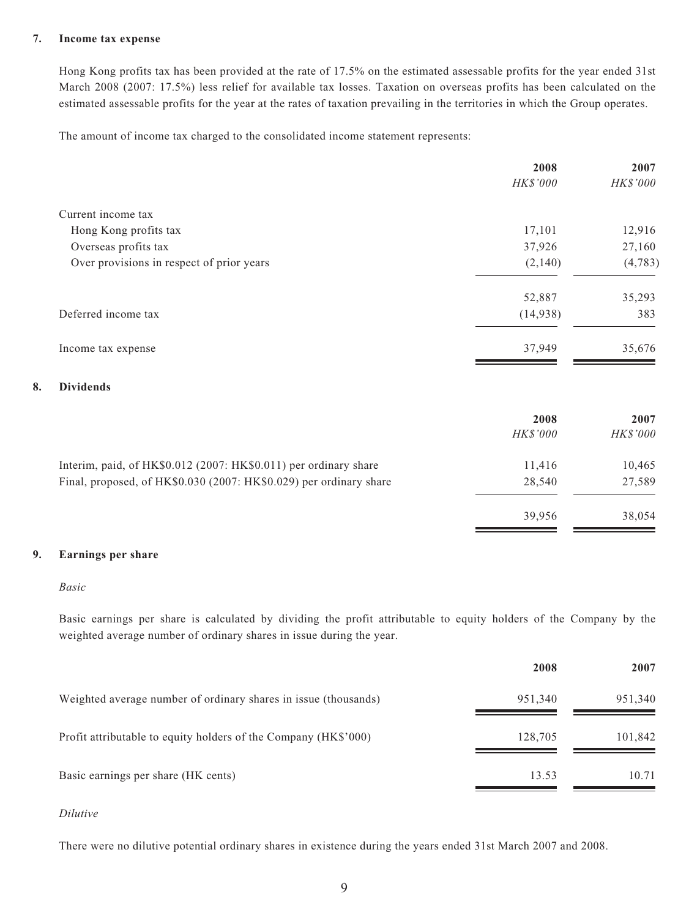## 7. Income tax expense

Hong Kong profits tax has been provided at the rate of 17.5% on the estimated assessable profits for the year ended 31st March 2008 (2007: 17.5%) less relief for available tax losses. Taxation on overseas profits has been calculated on the estimated assessable profits for the year at the rates of taxation prevailing in the territories in which the Group operates.

The amount of income tax charged to the consolidated income statement represents:

| | 2008 | 2007 |
|---|---|---|
| | *HK$'000* | *HK$'000* |
| Current income tax | | |
| Hong Kong profits tax | 17,101 | 12,916 |
| Overseas profits tax | 37,926 | 27,160 |
| Over provisions in respect of prior years | (2,140) | (4,783) |
| | 52,887 | 35,293 |
| Deferred income tax | (14,938) | 383 |
| Income tax expense | 37,949 | 35,676 |

## 8. Dividends

| | 2008 | 2007 |
|---|---|---|
| | *HK$'000* | *HK$'000* |
| Interim, paid, of HK$0.012 (2007: HK$0.011) per ordinary share | 11,416 | 10,465 |
| Final, proposed, of HK$0.030 (2007: HK$0.029) per ordinary share | 28,540 | 27,589 |
| | 39,956 | 38,054 |

## 9. Earnings per share

*Basic*

Basic earnings per share is calculated by dividing the profit attributable to equity holders of the Company by the weighted average number of ordinary shares in issue during the year.

| | 2008 | 2007 |
|---|---|---|
| Weighted average number of ordinary shares in issue (thousands) | 951,340 | 951,340 |
| Profit attributable to equity holders of the Company (HK$'000) | 128,705 | 101,842 |
| Basic earnings per share (HK cents) | 13.53 | 10.71 |

*Dilutive*

There were no dilutive potential ordinary shares in existence during the years ended 31st March 2007 and 2008.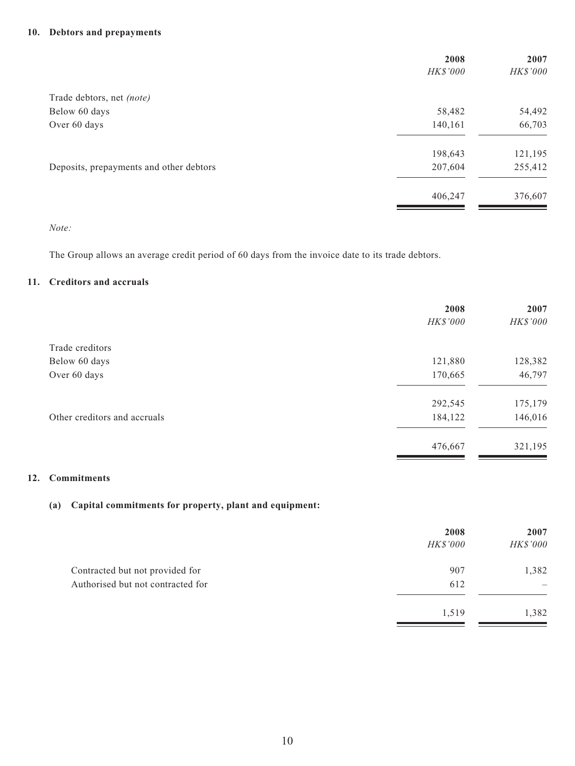## 10. Debtors and prepayments

| | 2008 | 2007 |
|---|---|---|
| | *HK$'000* | *HK$'000* |
| Trade debtors, net *(note)* | | |
| Below 60 days | 58,482 | 54,492 |
| Over 60 days | 140,161 | 66,703 |
| | 198,643 | 121,195 |
| Deposits, prepayments and other debtors | 207,604 | 255,412 |
| | 406,247 | 376,607 |

*Note:*

The Group allows an average credit period of 60 days from the invoice date to its trade debtors.

## 11. Creditors and accruals

| | 2008 | 2007 |
|---|---|---|
| | *HK$'000* | *HK$'000* |
| Trade creditors | | |
| Below 60 days | 121,880 | 128,382 |
| Over 60 days | 170,665 | 46,797 |
| | 292,545 | 175,179 |
| Other creditors and accruals | 184,122 | 146,016 |
| | 476,667 | 321,195 |

## 12. Commitments

### (a) Capital commitments for property, plant and equipment:

| | 2008 | 2007 |
|---|---|---|
| | *HK$'000* | *HK$'000* |
| Contracted but not provided for | 907 | 1,382 |
| Authorised but not contracted for | 612 | – |
| | 1,519 | 1,382 |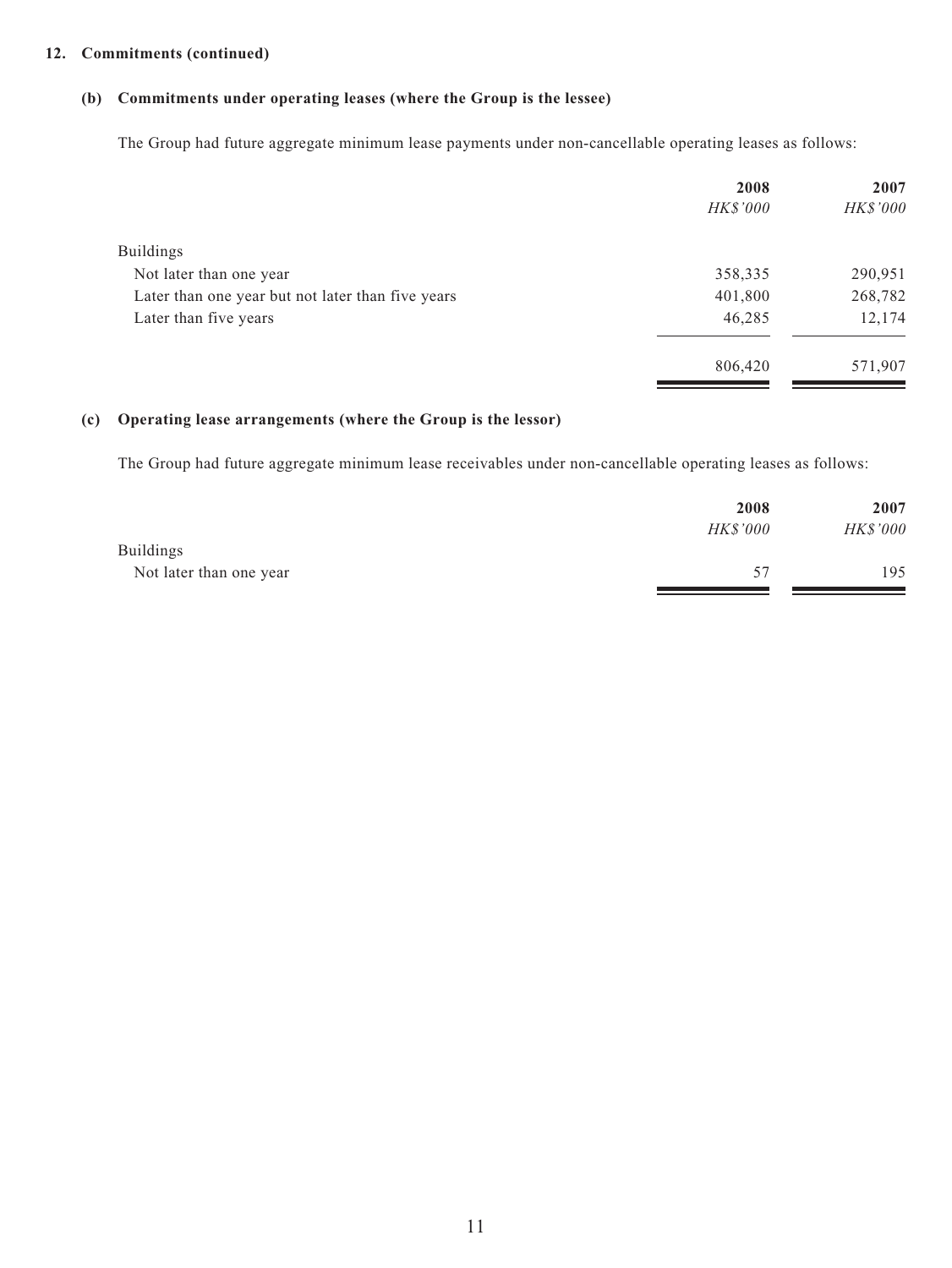## 12. Commitments (continued)

### (b) Commitments under operating leases (where the Group is the lessee)

The Group had future aggregate minimum lease payments under non-cancellable operating leases as follows:

| | 2008 | 2007 |
|---|---|---|
| | *HK$'000* | *HK$'000* |
| Buildings | | |
| Not later than one year | 358,335 | 290,951 |
| Later than one year but not later than five years | 401,800 | 268,782 |
| Later than five years | 46,285 | 12,174 |
| | 806,420 | 571,907 |

### (c) Operating lease arrangements (where the Group is the lessor)

The Group had future aggregate minimum lease receivables under non-cancellable operating leases as follows:

| | 2008 | 2007 |
|---|---|---|
| | *HK$'000* | *HK$'000* |
| Buildings | | |
| Not later than one year | 57 | 195 |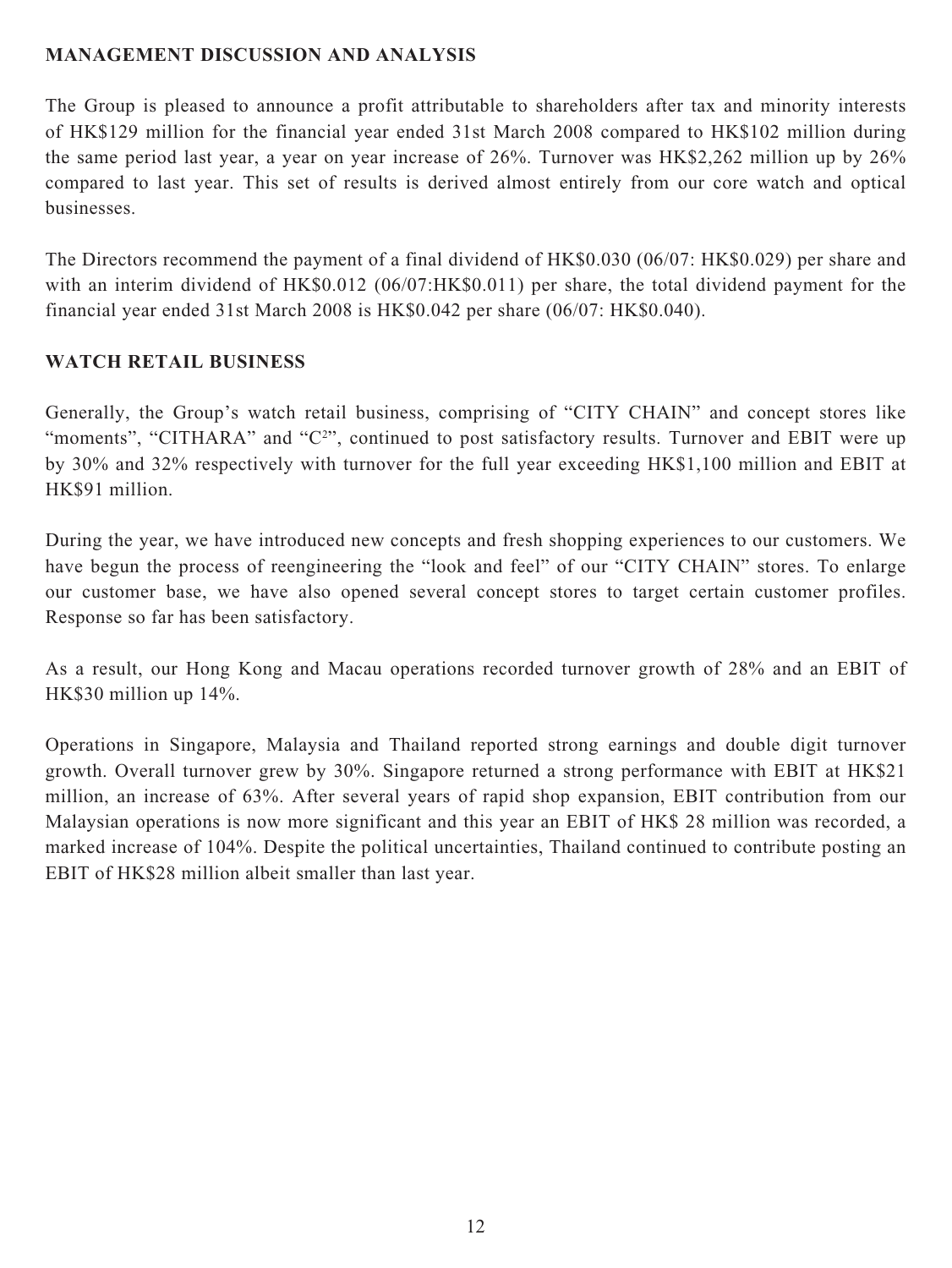## MANAGEMENT DISCUSSION AND ANALYSIS

The Group is pleased to announce a profit attributable to shareholders after tax and minority interests of HK$129 million for the financial year ended 31st March 2008 compared to HK$102 million during the same period last year, a year on year increase of 26%. Turnover was HK$2,262 million up by 26% compared to last year. This set of results is derived almost entirely from our core watch and optical businesses.

The Directors recommend the payment of a final dividend of HK$0.030 (06/07: HK$0.029) per share and with an interim dividend of HK$0.012 (06/07:HK$0.011) per share, the total dividend payment for the financial year ended 31st March 2008 is HK$0.042 per share (06/07: HK$0.040).

## WATCH RETAIL BUSINESS

Generally, the Group's watch retail business, comprising of "CITY CHAIN" and concept stores like "moments", "CITHARA" and "$C^2$", continued to post satisfactory results. Turnover and EBIT were up by 30% and 32% respectively with turnover for the full year exceeding HK$1,100 million and EBIT at HK$91 million.

During the year, we have introduced new concepts and fresh shopping experiences to our customers. We have begun the process of reengineering the "look and feel" of our "CITY CHAIN" stores. To enlarge our customer base, we have also opened several concept stores to target certain customer profiles. Response so far has been satisfactory.

As a result, our Hong Kong and Macau operations recorded turnover growth of 28% and an EBIT of HK$30 million up 14%.

Operations in Singapore, Malaysia and Thailand reported strong earnings and double digit turnover growth. Overall turnover grew by 30%. Singapore returned a strong performance with EBIT at HK$21 million, an increase of 63%. After several years of rapid shop expansion, EBIT contribution from our Malaysian operations is now more significant and this year an EBIT of HK$ 28 million was recorded, a marked increase of 104%. Despite the political uncertainties, Thailand continued to contribute posting an EBIT of HK$28 million albeit smaller than last year.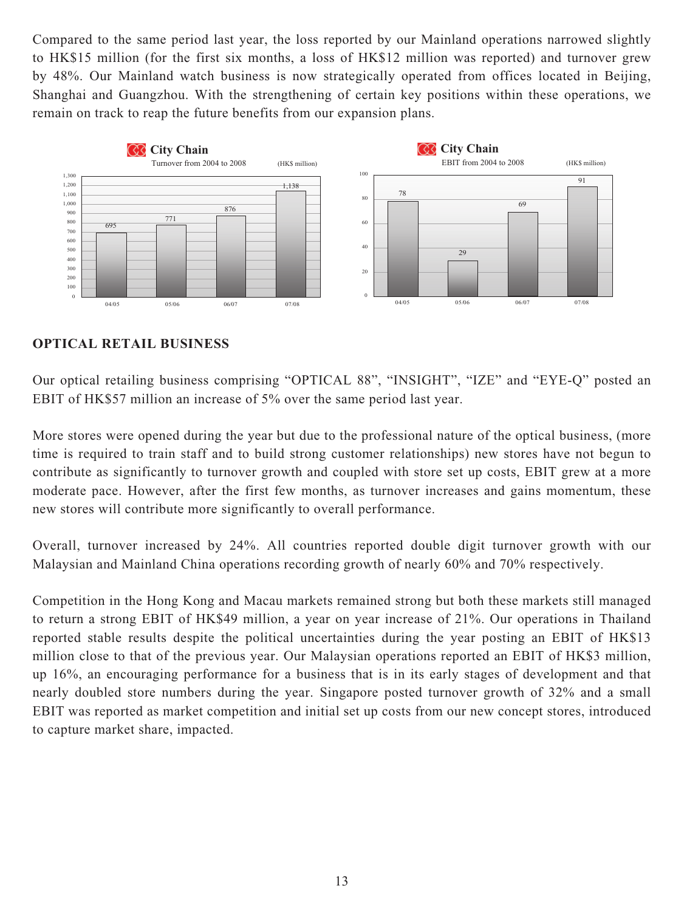Compared to the same period last year, the loss reported by our Mainland operations narrowed slightly to HK$15 million (for the first six months, a loss of HK$12 million was reported) and turnover grew by 48%. Our Mainland watch business is now strategically operated from offices located in Beijing, Shanghai and Guangzhou. With the strengthening of certain key positions within these operations, we remain on track to reap the future benefits from our expansion plans.

**City Chain**
Turnover from 2004 to 2008 (HK$ million)

| | 04/05 | 05/06 | 06/07 | 07/08 |
|---|---|---|---|---|
| Turnover | 695 | 771 | 876 | 1,138 |

**City Chain**
EBIT from 2004 to 2008 (HK$ million)

| | 04/05 | 05/06 | 06/07 | 07/08 |
|---|---|---|---|---|
| EBIT | 78 | 29 | 69 | 91 |

## OPTICAL RETAIL BUSINESS

Our optical retailing business comprising "OPTICAL 88", "INSIGHT", "IZE" and "EYE-Q" posted an EBIT of HK$57 million an increase of 5% over the same period last year.

More stores were opened during the year but due to the professional nature of the optical business, (more time is required to train staff and to build strong customer relationships) new stores have not begun to contribute as significantly to turnover growth and coupled with store set up costs, EBIT grew at a more moderate pace. However, after the first few months, as turnover increases and gains momentum, these new stores will contribute more significantly to overall performance.

Overall, turnover increased by 24%. All countries reported double digit turnover growth with our Malaysian and Mainland China operations recording growth of nearly 60% and 70% respectively.

Competition in the Hong Kong and Macau markets remained strong but both these markets still managed to return a strong EBIT of HK$49 million, a year on year increase of 21%. Our operations in Thailand reported stable results despite the political uncertainties during the year posting an EBIT of HK$13 million close to that of the previous year. Our Malaysian operations reported an EBIT of HK$3 million, up 16%, an encouraging performance for a business that is in its early stages of development and that nearly doubled store numbers during the year. Singapore posted turnover growth of 32% and a small EBIT was reported as market competition and initial set up costs from our new concept stores, introduced to capture market share, impacted.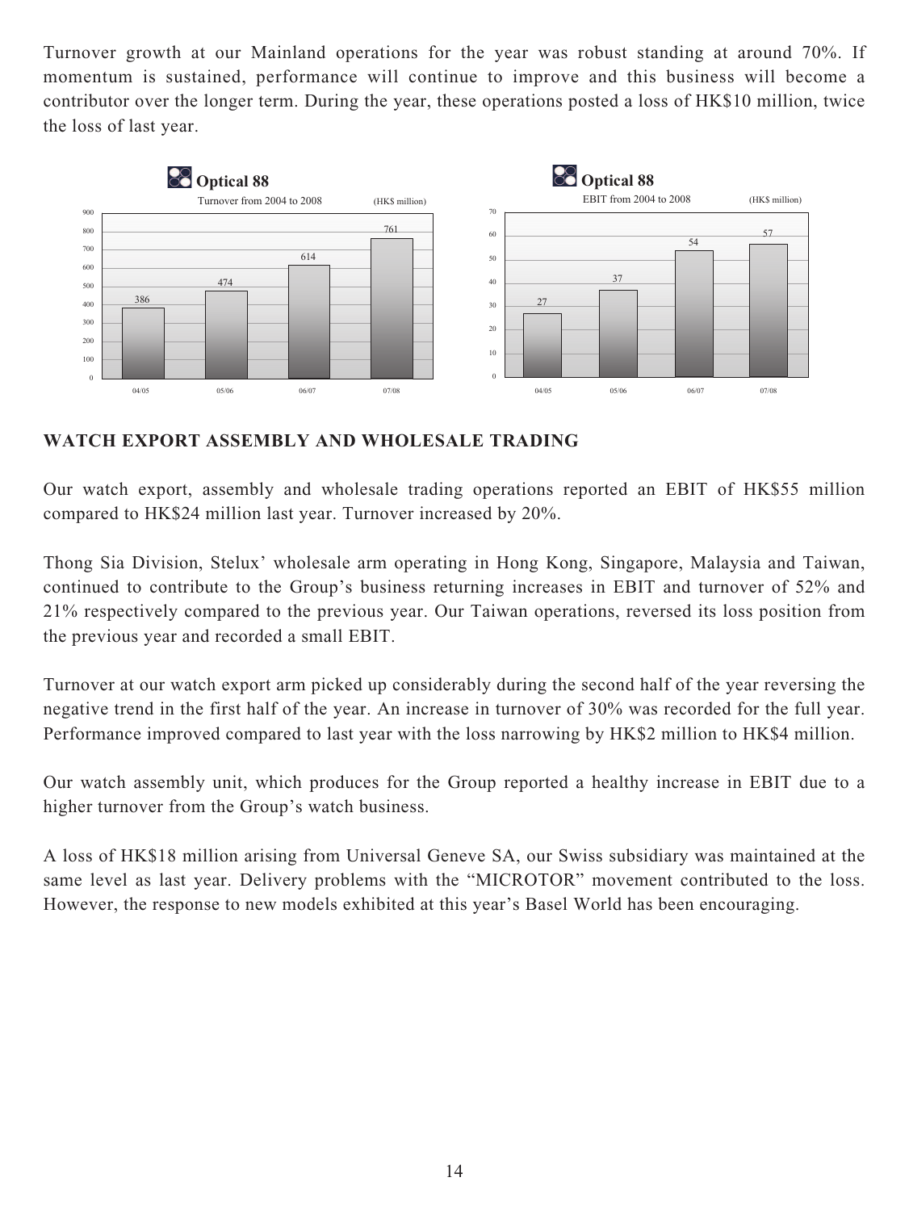Turnover growth at our Mainland operations for the year was robust standing at around 70%. If momentum is sustained, performance will continue to improve and this business will become a contributor over the longer term. During the year, these operations posted a loss of HK$10 million, twice the loss of last year.

**Optical 88**

Turnover from 2004 to 2008 (HK$ million)

| 04/05 | 05/06 | 06/07 | 07/08 |
| --- | --- | --- | --- |
| 386 | 474 | 614 | 761 |

**Optical 88**

EBIT from 2004 to 2008 (HK$ million)

| 04/05 | 05/06 | 06/07 | 07/08 |
| --- | --- | --- | --- |
| 27 | 37 | 54 | 57 |

## WATCH EXPORT ASSEMBLY AND WHOLESALE TRADING

Our watch export, assembly and wholesale trading operations reported an EBIT of HK$55 million compared to HK$24 million last year. Turnover increased by 20%.

Thong Sia Division, Stelux' wholesale arm operating in Hong Kong, Singapore, Malaysia and Taiwan, continued to contribute to the Group's business returning increases in EBIT and turnover of 52% and 21% respectively compared to the previous year. Our Taiwan operations, reversed its loss position from the previous year and recorded a small EBIT.

Turnover at our watch export arm picked up considerably during the second half of the year reversing the negative trend in the first half of the year. An increase in turnover of 30% was recorded for the full year. Performance improved compared to last year with the loss narrowing by HK$2 million to HK$4 million.

Our watch assembly unit, which produces for the Group reported a healthy increase in EBIT due to a higher turnover from the Group's watch business.

A loss of HK$18 million arising from Universal Geneve SA, our Swiss subsidiary was maintained at the same level as last year. Delivery problems with the "MICROTOR" movement contributed to the loss. However, the response to new models exhibited at this year's Basel World has been encouraging.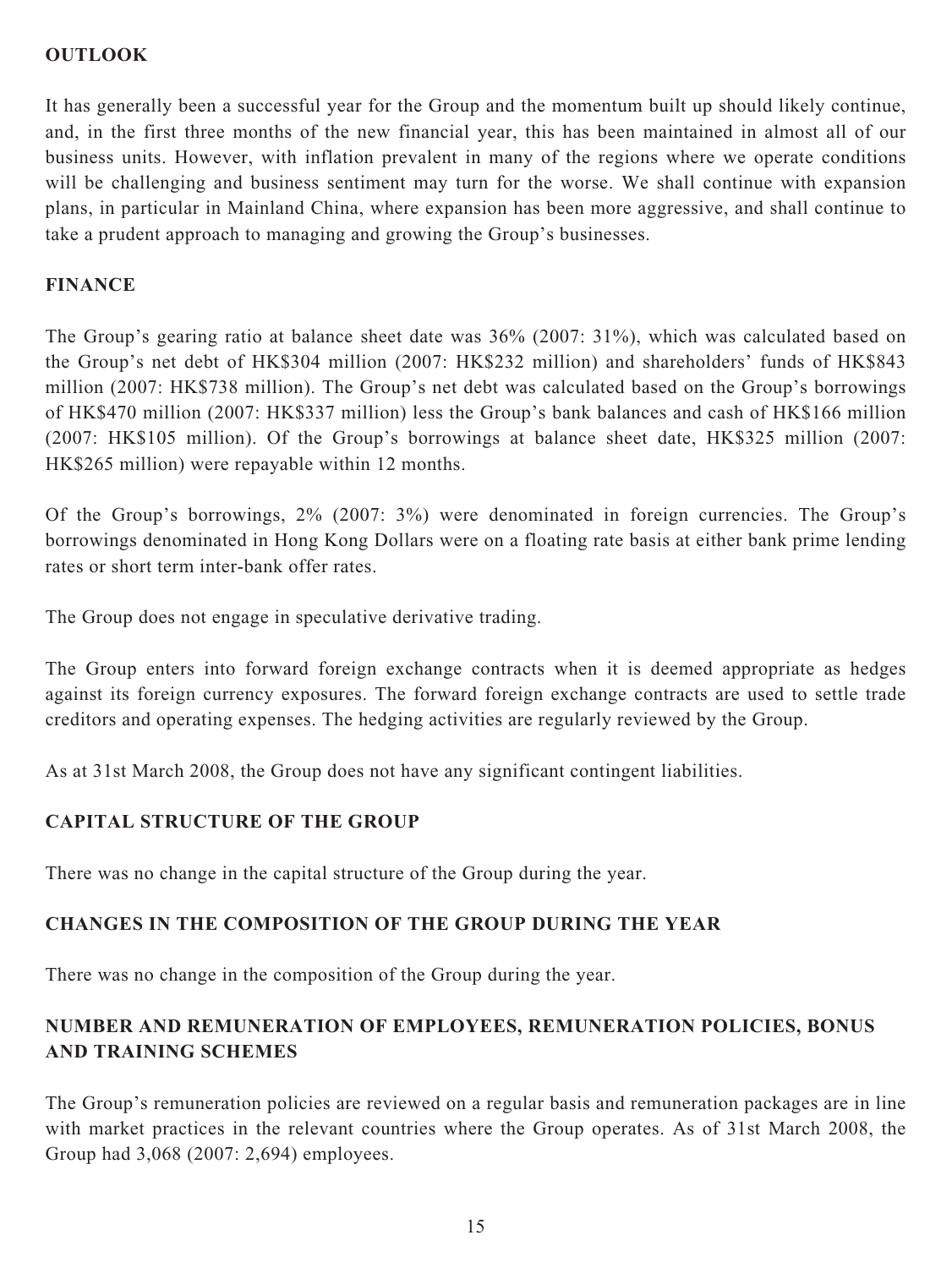## OUTLOOK

It has generally been a successful year for the Group and the momentum built up should likely continue, and, in the first three months of the new financial year, this has been maintained in almost all of our business units. However, with inflation prevalent in many of the regions where we operate conditions will be challenging and business sentiment may turn for the worse. We shall continue with expansion plans, in particular in Mainland China, where expansion has been more aggressive, and shall continue to take a prudent approach to managing and growing the Group's businesses.

## FINANCE

The Group's gearing ratio at balance sheet date was 36% (2007: 31%), which was calculated based on the Group's net debt of HK$304 million (2007: HK$232 million) and shareholders' funds of HK$843 million (2007: HK$738 million). The Group's net debt was calculated based on the Group's borrowings of HK$470 million (2007: HK$337 million) less the Group's bank balances and cash of HK$166 million (2007: HK$105 million). Of the Group's borrowings at balance sheet date, HK$325 million (2007: HK$265 million) were repayable within 12 months.

Of the Group's borrowings, 2% (2007: 3%) were denominated in foreign currencies. The Group's borrowings denominated in Hong Kong Dollars were on a floating rate basis at either bank prime lending rates or short term inter-bank offer rates.

The Group does not engage in speculative derivative trading.

The Group enters into forward foreign exchange contracts when it is deemed appropriate as hedges against its foreign currency exposures. The forward foreign exchange contracts are used to settle trade creditors and operating expenses. The hedging activities are regularly reviewed by the Group.

As at 31st March 2008, the Group does not have any significant contingent liabilities.

## CAPITAL STRUCTURE OF THE GROUP

There was no change in the capital structure of the Group during the year.

## CHANGES IN THE COMPOSITION OF THE GROUP DURING THE YEAR

There was no change in the composition of the Group during the year.

## NUMBER AND REMUNERATION OF EMPLOYEES, REMUNERATION POLICIES, BONUS AND TRAINING SCHEMES

The Group's remuneration policies are reviewed on a regular basis and remuneration packages are in line with market practices in the relevant countries where the Group operates. As of 31st March 2008, the Group had 3,068 (2007: 2,694) employees.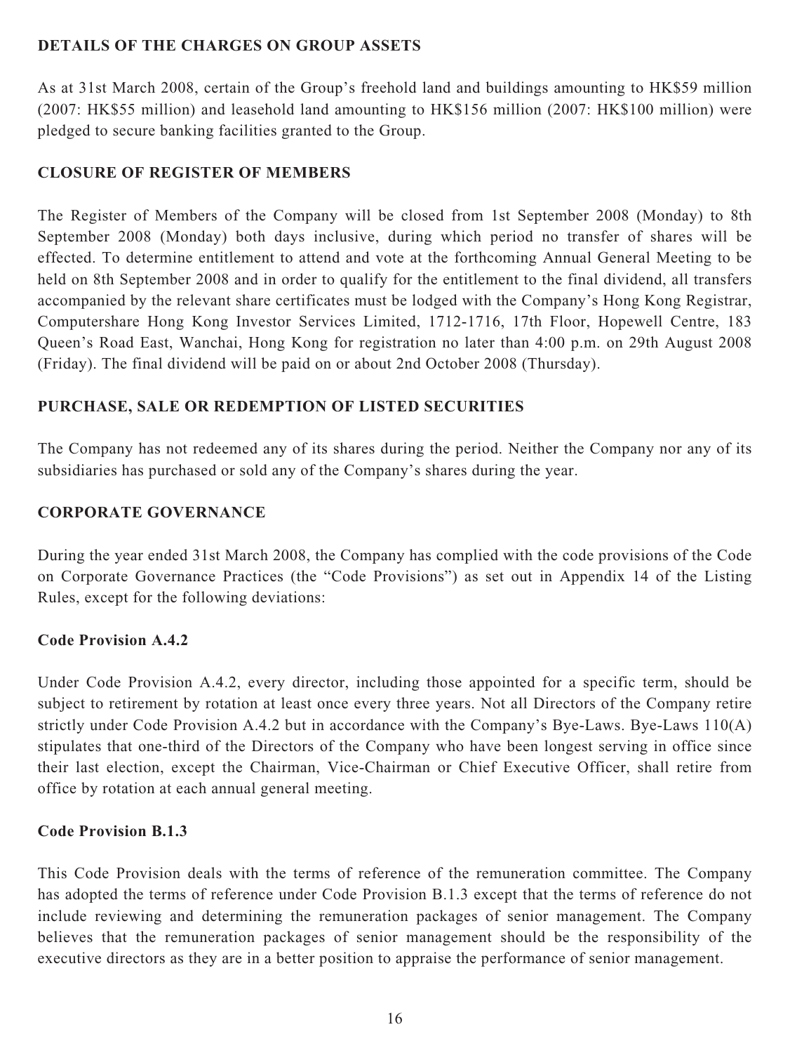## DETAILS OF THE CHARGES ON GROUP ASSETS

As at 31st March 2008, certain of the Group's freehold land and buildings amounting to HK$59 million (2007: HK$55 million) and leasehold land amounting to HK$156 million (2007: HK$100 million) were pledged to secure banking facilities granted to the Group.

## CLOSURE OF REGISTER OF MEMBERS

The Register of Members of the Company will be closed from 1st September 2008 (Monday) to 8th September 2008 (Monday) both days inclusive, during which period no transfer of shares will be effected. To determine entitlement to attend and vote at the forthcoming Annual General Meeting to be held on 8th September 2008 and in order to qualify for the entitlement to the final dividend, all transfers accompanied by the relevant share certificates must be lodged with the Company's Hong Kong Registrar, Computershare Hong Kong Investor Services Limited, 1712-1716, 17th Floor, Hopewell Centre, 183 Queen's Road East, Wanchai, Hong Kong for registration no later than 4:00 p.m. on 29th August 2008 (Friday). The final dividend will be paid on or about 2nd October 2008 (Thursday).

## PURCHASE, SALE OR REDEMPTION OF LISTED SECURITIES

The Company has not redeemed any of its shares during the period. Neither the Company nor any of its subsidiaries has purchased or sold any of the Company's shares during the year.

## CORPORATE GOVERNANCE

During the year ended 31st March 2008, the Company has complied with the code provisions of the Code on Corporate Governance Practices (the "Code Provisions") as set out in Appendix 14 of the Listing Rules, except for the following deviations:

### Code Provision A.4.2

Under Code Provision A.4.2, every director, including those appointed for a specific term, should be subject to retirement by rotation at least once every three years. Not all Directors of the Company retire strictly under Code Provision A.4.2 but in accordance with the Company's Bye-Laws. Bye-Laws 110(A) stipulates that one-third of the Directors of the Company who have been longest serving in office since their last election, except the Chairman, Vice-Chairman or Chief Executive Officer, shall retire from office by rotation at each annual general meeting.

### Code Provision B.1.3

This Code Provision deals with the terms of reference of the remuneration committee. The Company has adopted the terms of reference under Code Provision B.1.3 except that the terms of reference do not include reviewing and determining the remuneration packages of senior management. The Company believes that the remuneration packages of senior management should be the responsibility of the executive directors as they are in a better position to appraise the performance of senior management.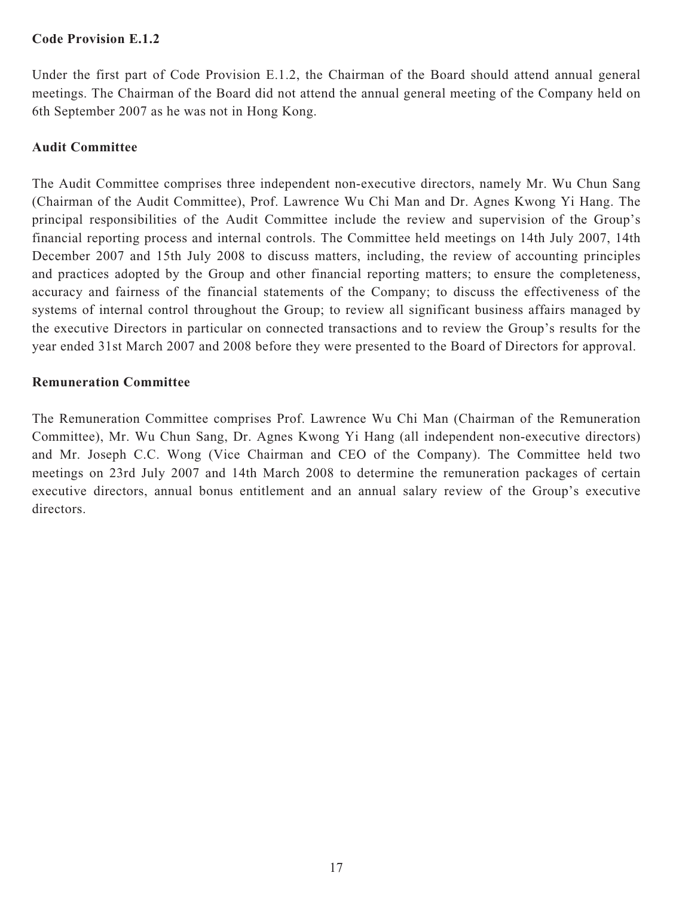**Code Provision E.1.2**

Under the first part of Code Provision E.1.2, the Chairman of the Board should attend annual general meetings. The Chairman of the Board did not attend the annual general meeting of the Company held on 6th September 2007 as he was not in Hong Kong.

**Audit Committee**

The Audit Committee comprises three independent non-executive directors, namely Mr. Wu Chun Sang (Chairman of the Audit Committee), Prof. Lawrence Wu Chi Man and Dr. Agnes Kwong Yi Hang. The principal responsibilities of the Audit Committee include the review and supervision of the Group's financial reporting process and internal controls. The Committee held meetings on 14th July 2007, 14th December 2007 and 15th July 2008 to discuss matters, including, the review of accounting principles and practices adopted by the Group and other financial reporting matters; to ensure the completeness, accuracy and fairness of the financial statements of the Company; to discuss the effectiveness of the systems of internal control throughout the Group; to review all significant business affairs managed by the executive Directors in particular on connected transactions and to review the Group's results for the year ended 31st March 2007 and 2008 before they were presented to the Board of Directors for approval.

**Remuneration Committee**

The Remuneration Committee comprises Prof. Lawrence Wu Chi Man (Chairman of the Remuneration Committee), Mr. Wu Chun Sang, Dr. Agnes Kwong Yi Hang (all independent non-executive directors) and Mr. Joseph C.C. Wong (Vice Chairman and CEO of the Company). The Committee held two meetings on 23rd July 2007 and 14th March 2008 to determine the remuneration packages of certain executive directors, annual bonus entitlement and an annual salary review of the Group's executive directors.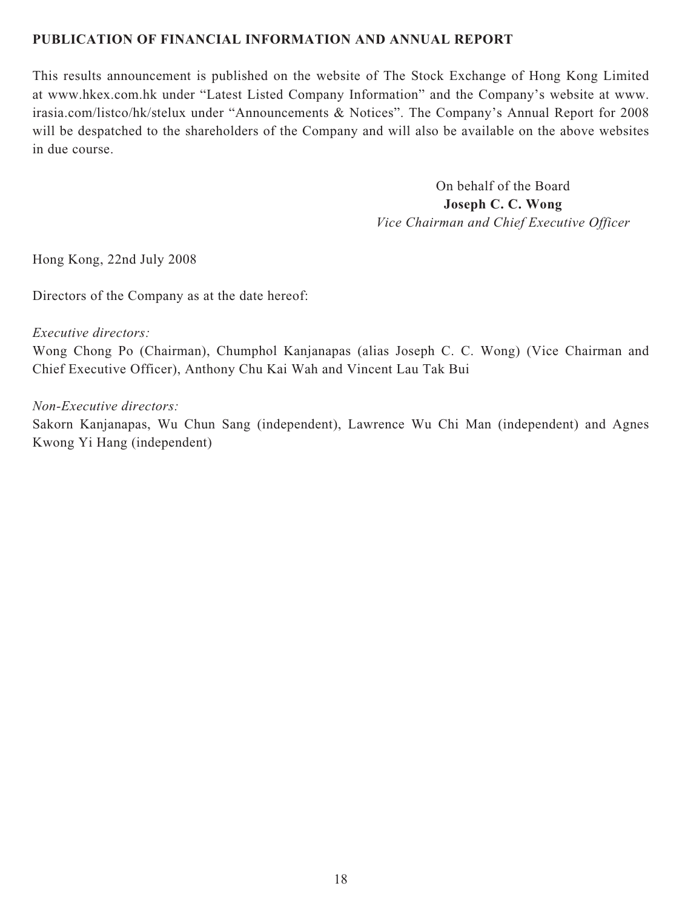## PUBLICATION OF FINANCIAL INFORMATION AND ANNUAL REPORT

This results announcement is published on the website of The Stock Exchange of Hong Kong Limited at www.hkex.com.hk under "Latest Listed Company Information" and the Company's website at www.irasia.com/listco/hk/stelux under "Announcements & Notices". The Company's Annual Report for 2008 will be despatched to the shareholders of the Company and will also be available on the above websites in due course.

On behalf of the Board
**Joseph C. C. Wong**
*Vice Chairman and Chief Executive Officer*

Hong Kong, 22nd July 2008

Directors of the Company as at the date hereof:

*Executive directors:*
Wong Chong Po (Chairman), Chumphol Kanjanapas (alias Joseph C. C. Wong) (Vice Chairman and Chief Executive Officer), Anthony Chu Kai Wah and Vincent Lau Tak Bui

*Non-Executive directors:*
Sakorn Kanjanapas, Wu Chun Sang (independent), Lawrence Wu Chi Man (independent) and Agnes Kwong Yi Hang (independent)